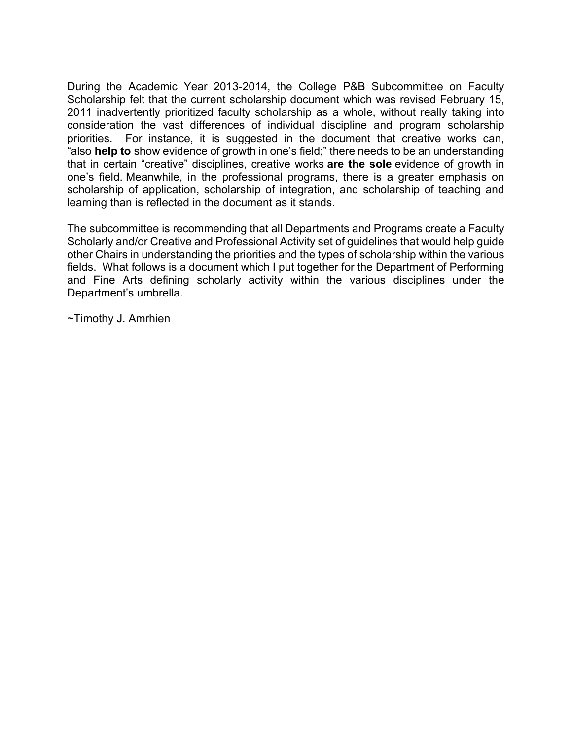During the Academic Year 2013-2014, the College P&B Subcommittee on Faculty Scholarship felt that the current scholarship document which was revised February 15, 2011 inadvertently prioritized faculty scholarship as a whole, without really taking into consideration the vast differences of individual discipline and program scholarship priorities. For instance, it is suggested in the document that creative works can, "also **help to** show evidence of growth in one's field;" there needs to be an understanding that in certain "creative" disciplines, creative works **are the sole** evidence of growth in one's field. Meanwhile, in the professional programs, there is a greater emphasis on scholarship of application, scholarship of integration, and scholarship of teaching and learning than is reflected in the document as it stands.

The subcommittee is recommending that all Departments and Programs create a Faculty Scholarly and/or Creative and Professional Activity set of guidelines that would help guide other Chairs in understanding the priorities and the types of scholarship within the various fields. What follows is a document which I put together for the Department of Performing and Fine Arts defining scholarly activity within the various disciplines under the Department's umbrella.

~Timothy J. Amrhien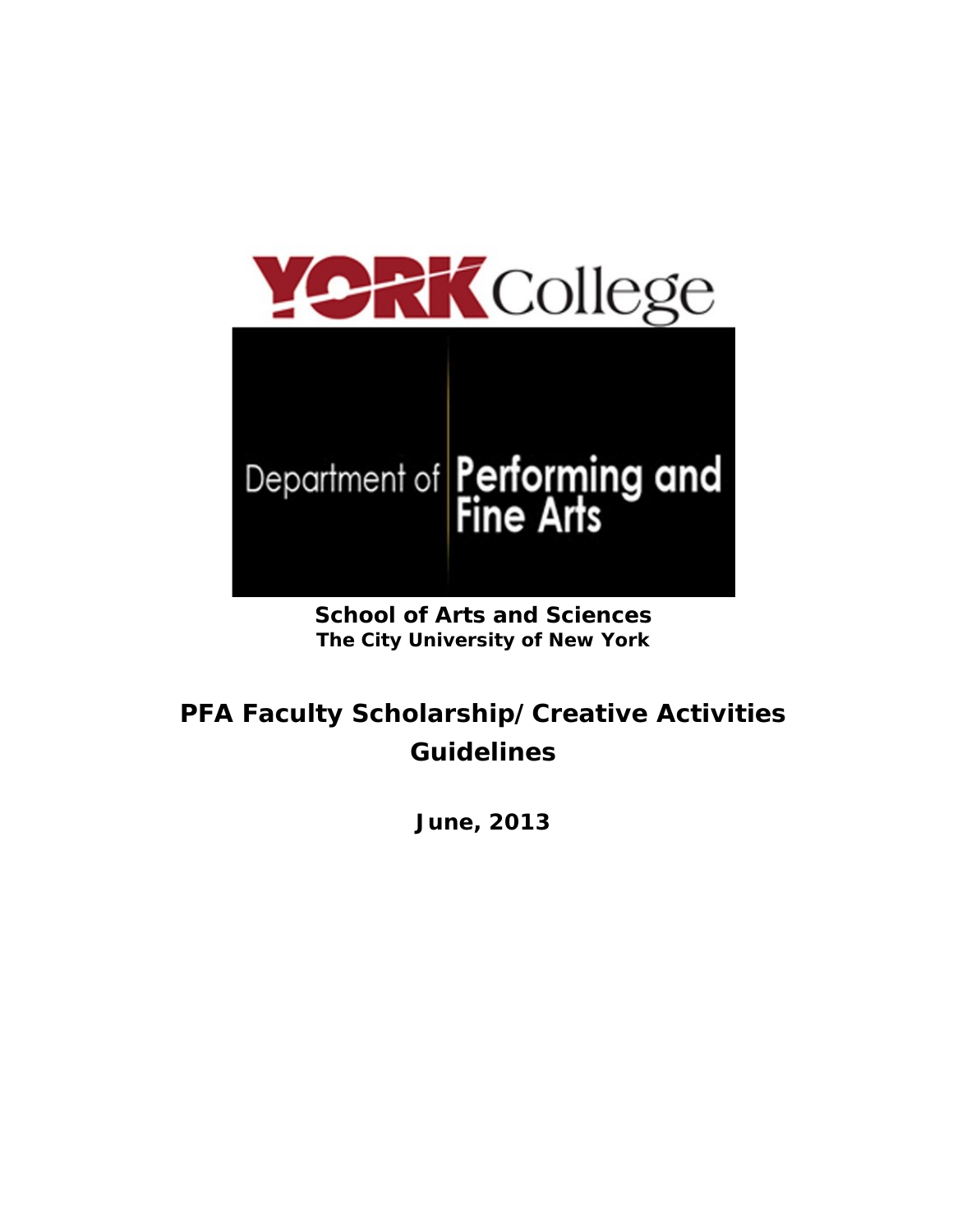YORK College

Department of Performing and Fine Arts

**School of Arts and Sciences**
**The City University of New York**

# PFA Faculty Scholarship/Creative Activities Guidelines

**June, 2013**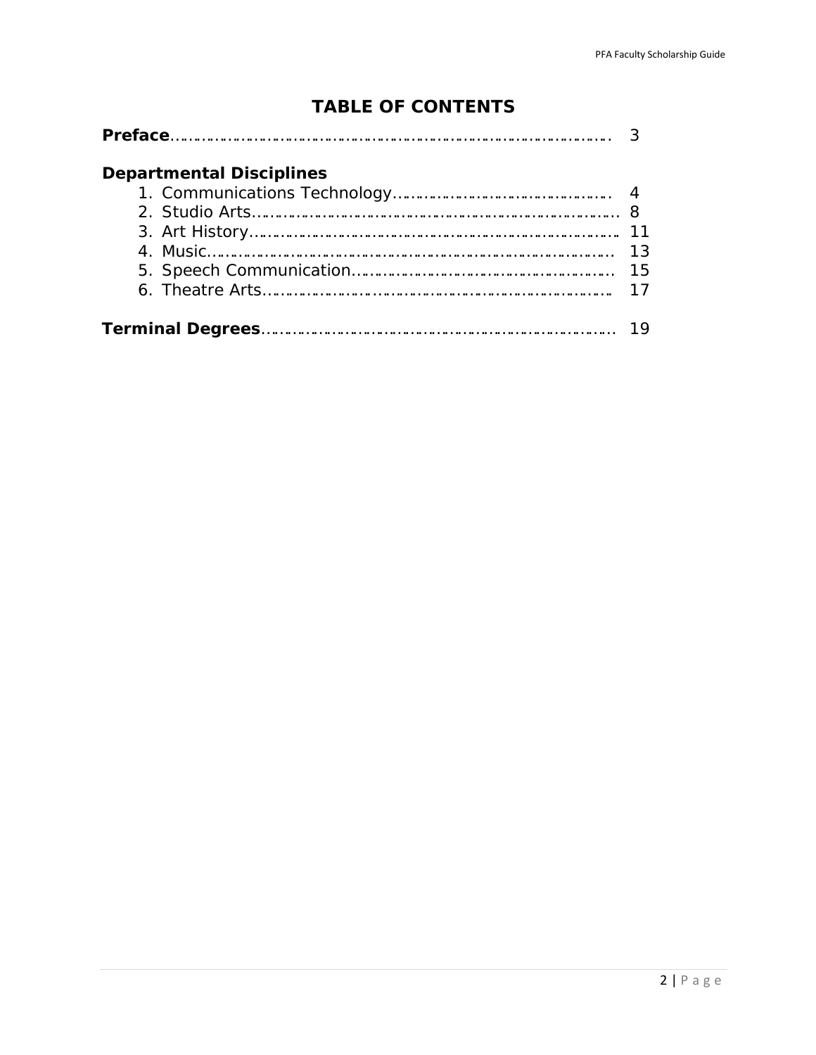# TABLE OF CONTENTS

**Preface**………………………………………………………………………………… 3

**Departmental Disciplines**

1. Communications Technology………………………………………… 4
2. Studio Arts……………………………………………………………………… 8
3. Art History……………………………………………………………………… 11
4. Music……………………………………………………………………………… 13
5. Speech Communication…………………………………………………… 15
6. Theatre Arts…………………………………………………………………… 17

**Terminal Degrees**…………………………………………………………………… 19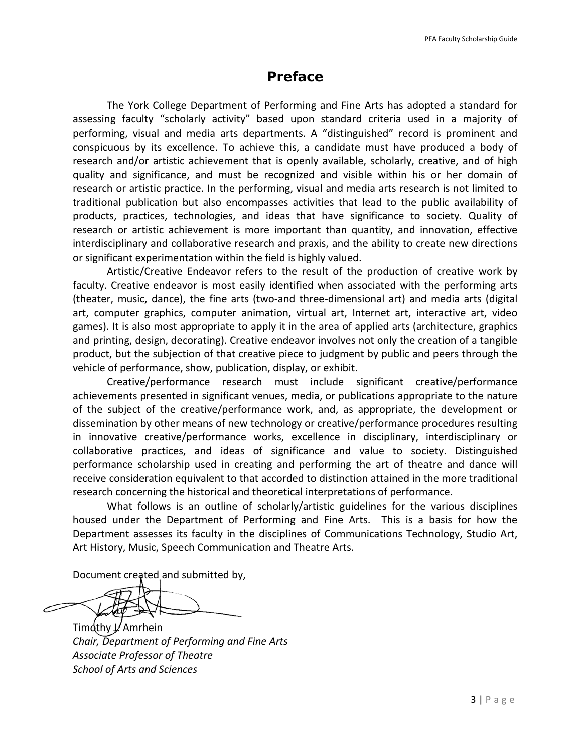# Preface

The York College Department of Performing and Fine Arts has adopted a standard for assessing faculty "scholarly activity" based upon standard criteria used in a majority of performing, visual and media arts departments. A "distinguished" record is prominent and conspicuous by its excellence. To achieve this, a candidate must have produced a body of research and/or artistic achievement that is openly available, scholarly, creative, and of high quality and significance, and must be recognized and visible within his or her domain of research or artistic practice. In the performing, visual and media arts research is not limited to traditional publication but also encompasses activities that lead to the public availability of products, practices, technologies, and ideas that have significance to society. Quality of research or artistic achievement is more important than quantity, and innovation, effective interdisciplinary and collaborative research and praxis, and the ability to create new directions or significant experimentation within the field is highly valued.

Artistic/Creative Endeavor refers to the result of the production of creative work by faculty. Creative endeavor is most easily identified when associated with the performing arts (theater, music, dance), the fine arts (two-and three-dimensional art) and media arts (digital art, computer graphics, computer animation, virtual art, Internet art, interactive art, video games). It is also most appropriate to apply it in the area of applied arts (architecture, graphics and printing, design, decorating). Creative endeavor involves not only the creation of a tangible product, but the subjection of that creative piece to judgment by public and peers through the vehicle of performance, show, publication, display, or exhibit.

Creative/performance research must include significant creative/performance achievements presented in significant venues, media, or publications appropriate to the nature of the subject of the creative/performance work, and, as appropriate, the development or dissemination by other means of new technology or creative/performance procedures resulting in innovative creative/performance works, excellence in disciplinary, interdisciplinary or collaborative practices, and ideas of significance and value to society. Distinguished performance scholarship used in creating and performing the art of theatre and dance will receive consideration equivalent to that accorded to distinction attained in the more traditional research concerning the historical and theoretical interpretations of performance.

What follows is an outline of scholarly/artistic guidelines for the various disciplines housed under the Department of Performing and Fine Arts. This is a basis for how the Department assesses its faculty in the disciplines of Communications Technology, Studio Art, Art History, Music, Speech Communication and Theatre Arts.

Document created and submitted by,

Timothy J. Amrhein
*Chair, Department of Performing and Fine Arts*
*Associate Professor of Theatre*
*School of Arts and Sciences*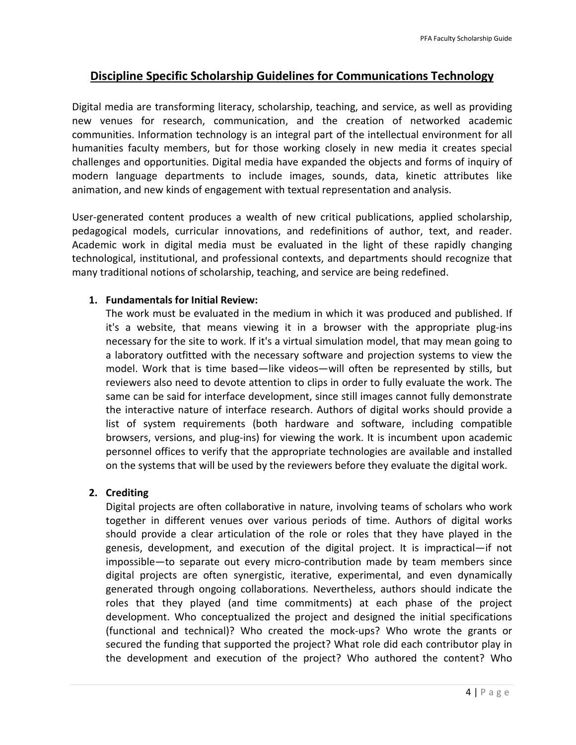## Discipline Specific Scholarship Guidelines for Communications Technology

Digital media are transforming literacy, scholarship, teaching, and service, as well as providing new venues for research, communication, and the creation of networked academic communities. Information technology is an integral part of the intellectual environment for all humanities faculty members, but for those working closely in new media it creates special challenges and opportunities. Digital media have expanded the objects and forms of inquiry of modern language departments to include images, sounds, data, kinetic attributes like animation, and new kinds of engagement with textual representation and analysis.

User-generated content produces a wealth of new critical publications, applied scholarship, pedagogical models, curricular innovations, and redefinitions of author, text, and reader. Academic work in digital media must be evaluated in the light of these rapidly changing technological, institutional, and professional contexts, and departments should recognize that many traditional notions of scholarship, teaching, and service are being redefined.

1. **Fundamentals for Initial Review:**
   The work must be evaluated in the medium in which it was produced and published. If it's a website, that means viewing it in a browser with the appropriate plug-ins necessary for the site to work. If it's a virtual simulation model, that may mean going to a laboratory outfitted with the necessary software and projection systems to view the model. Work that is time based—like videos—will often be represented by stills, but reviewers also need to devote attention to clips in order to fully evaluate the work. The same can be said for interface development, since still images cannot fully demonstrate the interactive nature of interface research. Authors of digital works should provide a list of system requirements (both hardware and software, including compatible browsers, versions, and plug-ins) for viewing the work. It is incumbent upon academic personnel offices to verify that the appropriate technologies are available and installed on the systems that will be used by the reviewers before they evaluate the digital work.

2. **Crediting**
   Digital projects are often collaborative in nature, involving teams of scholars who work together in different venues over various periods of time. Authors of digital works should provide a clear articulation of the role or roles that they have played in the genesis, development, and execution of the digital project. It is impractical—if not impossible—to separate out every micro-contribution made by team members since digital projects are often synergistic, iterative, experimental, and even dynamically generated through ongoing collaborations. Nevertheless, authors should indicate the roles that they played (and time commitments) at each phase of the project development. Who conceptualized the project and designed the initial specifications (functional and technical)? Who created the mock-ups? Who wrote the grants or secured the funding that supported the project? What role did each contributor play in the development and execution of the project? Who authored the content? Who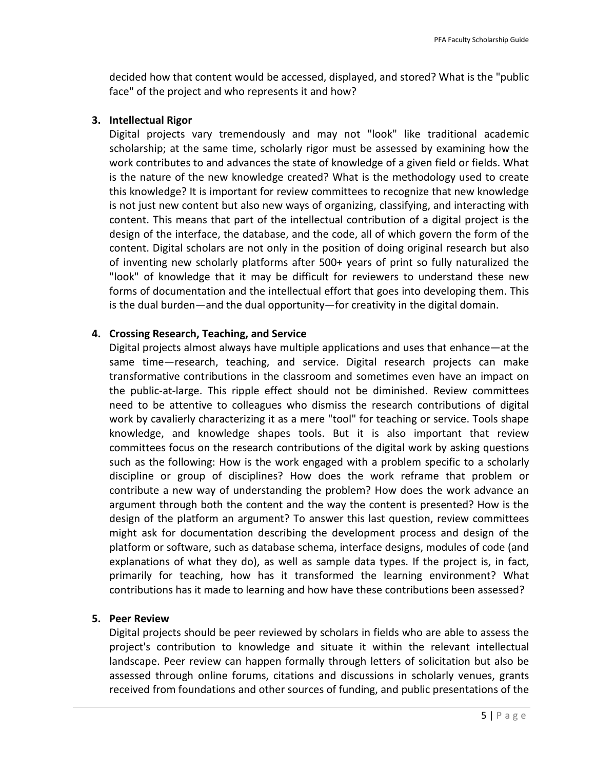decided how that content would be accessed, displayed, and stored? What is the "public face" of the project and who represents it and how?

3. **Intellectual Rigor**

   Digital projects vary tremendously and may not "look" like traditional academic scholarship; at the same time, scholarly rigor must be assessed by examining how the work contributes to and advances the state of knowledge of a given field or fields. What is the nature of the new knowledge created? What is the methodology used to create this knowledge? It is important for review committees to recognize that new knowledge is not just new content but also new ways of organizing, classifying, and interacting with content. This means that part of the intellectual contribution of a digital project is the design of the interface, the database, and the code, all of which govern the form of the content. Digital scholars are not only in the position of doing original research but also of inventing new scholarly platforms after 500+ years of print so fully naturalized the "look" of knowledge that it may be difficult for reviewers to understand these new forms of documentation and the intellectual effort that goes into developing them. This is the dual burden—and the dual opportunity—for creativity in the digital domain.

4. **Crossing Research, Teaching, and Service**

   Digital projects almost always have multiple applications and uses that enhance—at the same time—research, teaching, and service. Digital research projects can make transformative contributions in the classroom and sometimes even have an impact on the public-at-large. This ripple effect should not be diminished. Review committees need to be attentive to colleagues who dismiss the research contributions of digital work by cavalierly characterizing it as a mere "tool" for teaching or service. Tools shape knowledge, and knowledge shapes tools. But it is also important that review committees focus on the research contributions of the digital work by asking questions such as the following: How is the work engaged with a problem specific to a scholarly discipline or group of disciplines? How does the work reframe that problem or contribute a new way of understanding the problem? How does the work advance an argument through both the content and the way the content is presented? How is the design of the platform an argument? To answer this last question, review committees might ask for documentation describing the development process and design of the platform or software, such as database schema, interface designs, modules of code (and explanations of what they do), as well as sample data types. If the project is, in fact, primarily for teaching, how has it transformed the learning environment? What contributions has it made to learning and how have these contributions been assessed?

5. **Peer Review**

   Digital projects should be peer reviewed by scholars in fields who are able to assess the project's contribution to knowledge and situate it within the relevant intellectual landscape. Peer review can happen formally through letters of solicitation but also be assessed through online forums, citations and discussions in scholarly venues, grants received from foundations and other sources of funding, and public presentations of the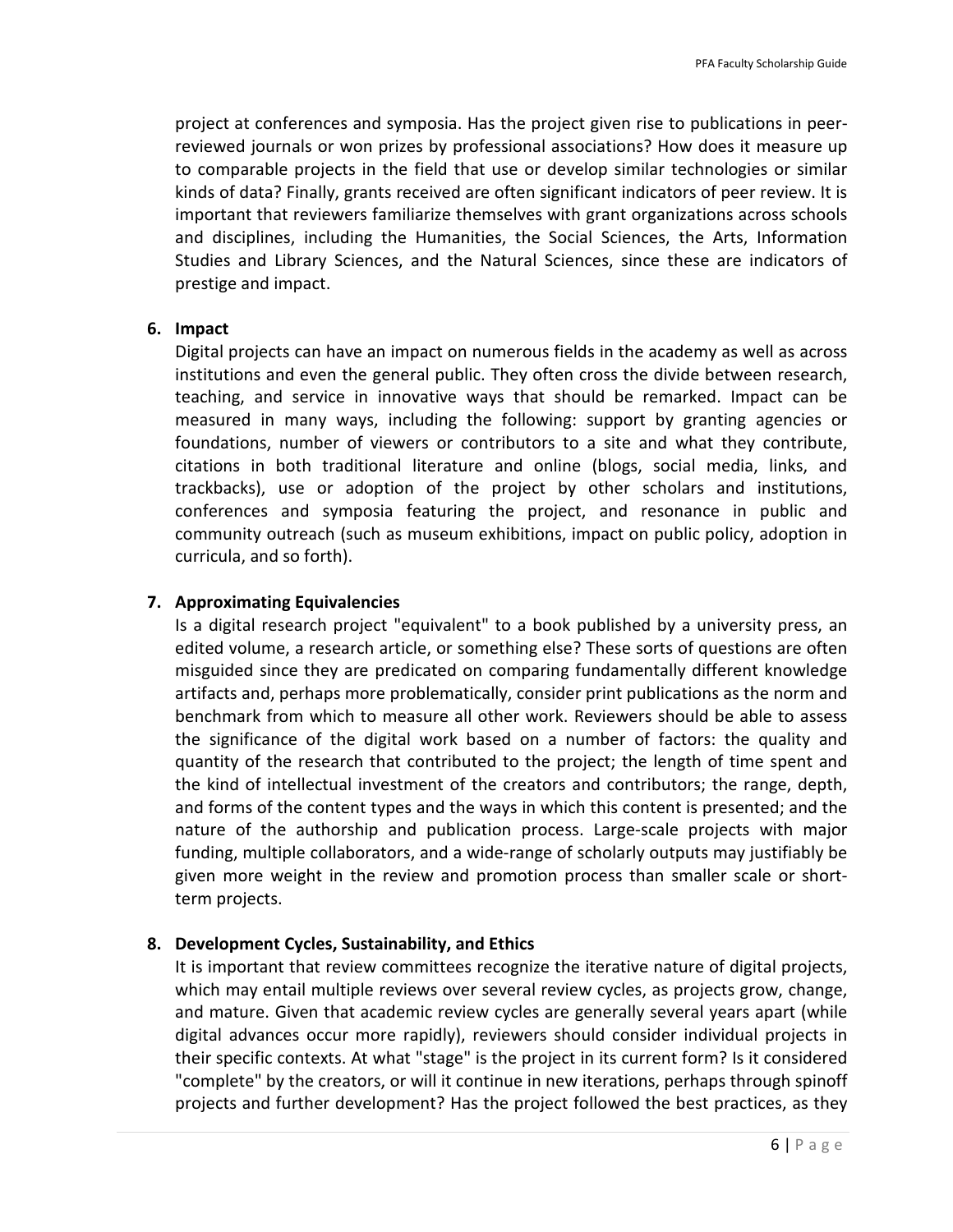project at conferences and symposia. Has the project given rise to publications in peer-reviewed journals or won prizes by professional associations? How does it measure up to comparable projects in the field that use or develop similar technologies or similar kinds of data? Finally, grants received are often significant indicators of peer review. It is important that reviewers familiarize themselves with grant organizations across schools and disciplines, including the Humanities, the Social Sciences, the Arts, Information Studies and Library Sciences, and the Natural Sciences, since these are indicators of prestige and impact.

6. **Impact**

   Digital projects can have an impact on numerous fields in the academy as well as across institutions and even the general public. They often cross the divide between research, teaching, and service in innovative ways that should be remarked. Impact can be measured in many ways, including the following: support by granting agencies or foundations, number of viewers or contributors to a site and what they contribute, citations in both traditional literature and online (blogs, social media, links, and trackbacks), use or adoption of the project by other scholars and institutions, conferences and symposia featuring the project, and resonance in public and community outreach (such as museum exhibitions, impact on public policy, adoption in curricula, and so forth).

7. **Approximating Equivalencies**

   Is a digital research project "equivalent" to a book published by a university press, an edited volume, a research article, or something else? These sorts of questions are often misguided since they are predicated on comparing fundamentally different knowledge artifacts and, perhaps more problematically, consider print publications as the norm and benchmark from which to measure all other work. Reviewers should be able to assess the significance of the digital work based on a number of factors: the quality and quantity of the research that contributed to the project; the length of time spent and the kind of intellectual investment of the creators and contributors; the range, depth, and forms of the content types and the ways in which this content is presented; and the nature of the authorship and publication process. Large-scale projects with major funding, multiple collaborators, and a wide-range of scholarly outputs may justifiably be given more weight in the review and promotion process than smaller scale or short-term projects.

8. **Development Cycles, Sustainability, and Ethics**

   It is important that review committees recognize the iterative nature of digital projects, which may entail multiple reviews over several review cycles, as projects grow, change, and mature. Given that academic review cycles are generally several years apart (while digital advances occur more rapidly), reviewers should consider individual projects in their specific contexts. At what "stage" is the project in its current form? Is it considered "complete" by the creators, or will it continue in new iterations, perhaps through spinoff projects and further development? Has the project followed the best practices, as they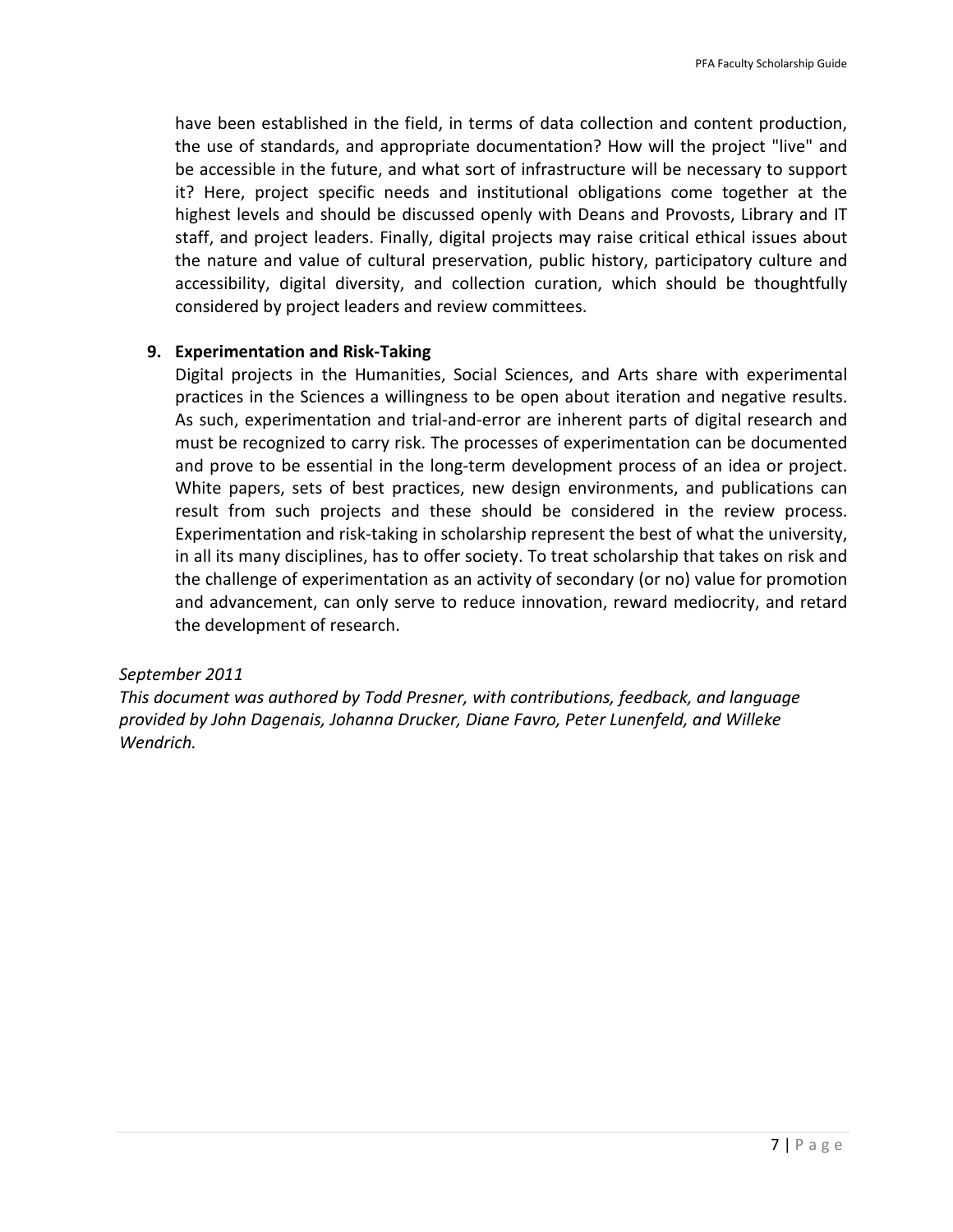have been established in the field, in terms of data collection and content production, the use of standards, and appropriate documentation? How will the project "live" and be accessible in the future, and what sort of infrastructure will be necessary to support it? Here, project specific needs and institutional obligations come together at the highest levels and should be discussed openly with Deans and Provosts, Library and IT staff, and project leaders. Finally, digital projects may raise critical ethical issues about the nature and value of cultural preservation, public history, participatory culture and accessibility, digital diversity, and collection curation, which should be thoughtfully considered by project leaders and review committees.

9. **Experimentation and Risk-Taking**
   Digital projects in the Humanities, Social Sciences, and Arts share with experimental practices in the Sciences a willingness to be open about iteration and negative results. As such, experimentation and trial-and-error are inherent parts of digital research and must be recognized to carry risk. The processes of experimentation can be documented and prove to be essential in the long-term development process of an idea or project. White papers, sets of best practices, new design environments, and publications can result from such projects and these should be considered in the review process. Experimentation and risk-taking in scholarship represent the best of what the university, in all its many disciplines, has to offer society. To treat scholarship that takes on risk and the challenge of experimentation as an activity of secondary (or no) value for promotion and advancement, can only serve to reduce innovation, reward mediocrity, and retard the development of research.

*September 2011*
*This document was authored by Todd Presner, with contributions, feedback, and language provided by John Dagenais, Johanna Drucker, Diane Favro, Peter Lunenfeld, and Willeke Wendrich.*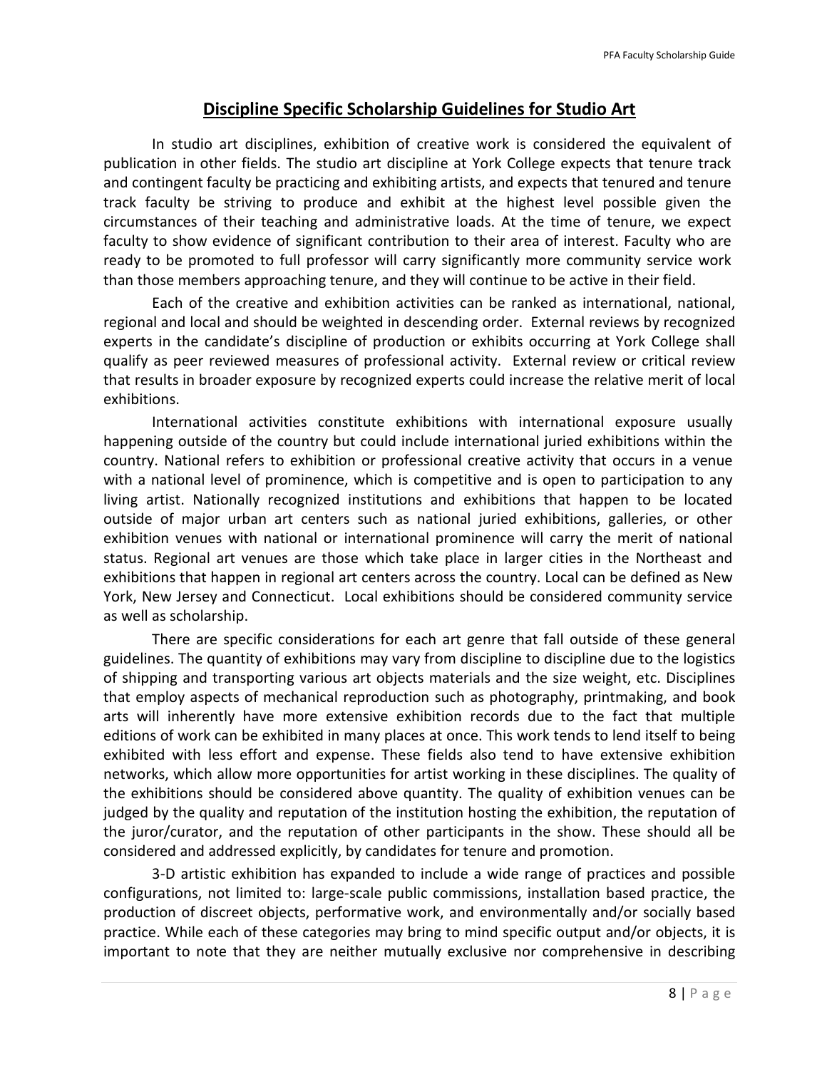## Discipline Specific Scholarship Guidelines for Studio Art

In studio art disciplines, exhibition of creative work is considered the equivalent of publication in other fields. The studio art discipline at York College expects that tenure track and contingent faculty be practicing and exhibiting artists, and expects that tenured and tenure track faculty be striving to produce and exhibit at the highest level possible given the circumstances of their teaching and administrative loads. At the time of tenure, we expect faculty to show evidence of significant contribution to their area of interest. Faculty who are ready to be promoted to full professor will carry significantly more community service work than those members approaching tenure, and they will continue to be active in their field.

Each of the creative and exhibition activities can be ranked as international, national, regional and local and should be weighted in descending order. External reviews by recognized experts in the candidate's discipline of production or exhibits occurring at York College shall qualify as peer reviewed measures of professional activity. External review or critical review that results in broader exposure by recognized experts could increase the relative merit of local exhibitions.

International activities constitute exhibitions with international exposure usually happening outside of the country but could include international juried exhibitions within the country. National refers to exhibition or professional creative activity that occurs in a venue with a national level of prominence, which is competitive and is open to participation to any living artist. Nationally recognized institutions and exhibitions that happen to be located outside of major urban art centers such as national juried exhibitions, galleries, or other exhibition venues with national or international prominence will carry the merit of national status. Regional art venues are those which take place in larger cities in the Northeast and exhibitions that happen in regional art centers across the country. Local can be defined as New York, New Jersey and Connecticut. Local exhibitions should be considered community service as well as scholarship.

There are specific considerations for each art genre that fall outside of these general guidelines. The quantity of exhibitions may vary from discipline to discipline due to the logistics of shipping and transporting various art objects materials and the size weight, etc. Disciplines that employ aspects of mechanical reproduction such as photography, printmaking, and book arts will inherently have more extensive exhibition records due to the fact that multiple editions of work can be exhibited in many places at once. This work tends to lend itself to being exhibited with less effort and expense. These fields also tend to have extensive exhibition networks, which allow more opportunities for artist working in these disciplines. The quality of the exhibitions should be considered above quantity. The quality of exhibition venues can be judged by the quality and reputation of the institution hosting the exhibition, the reputation of the juror/curator, and the reputation of other participants in the show. These should all be considered and addressed explicitly, by candidates for tenure and promotion.

3-D artistic exhibition has expanded to include a wide range of practices and possible configurations, not limited to: large-scale public commissions, installation based practice, the production of discreet objects, performative work, and environmentally and/or socially based practice. While each of these categories may bring to mind specific output and/or objects, it is important to note that they are neither mutually exclusive nor comprehensive in describing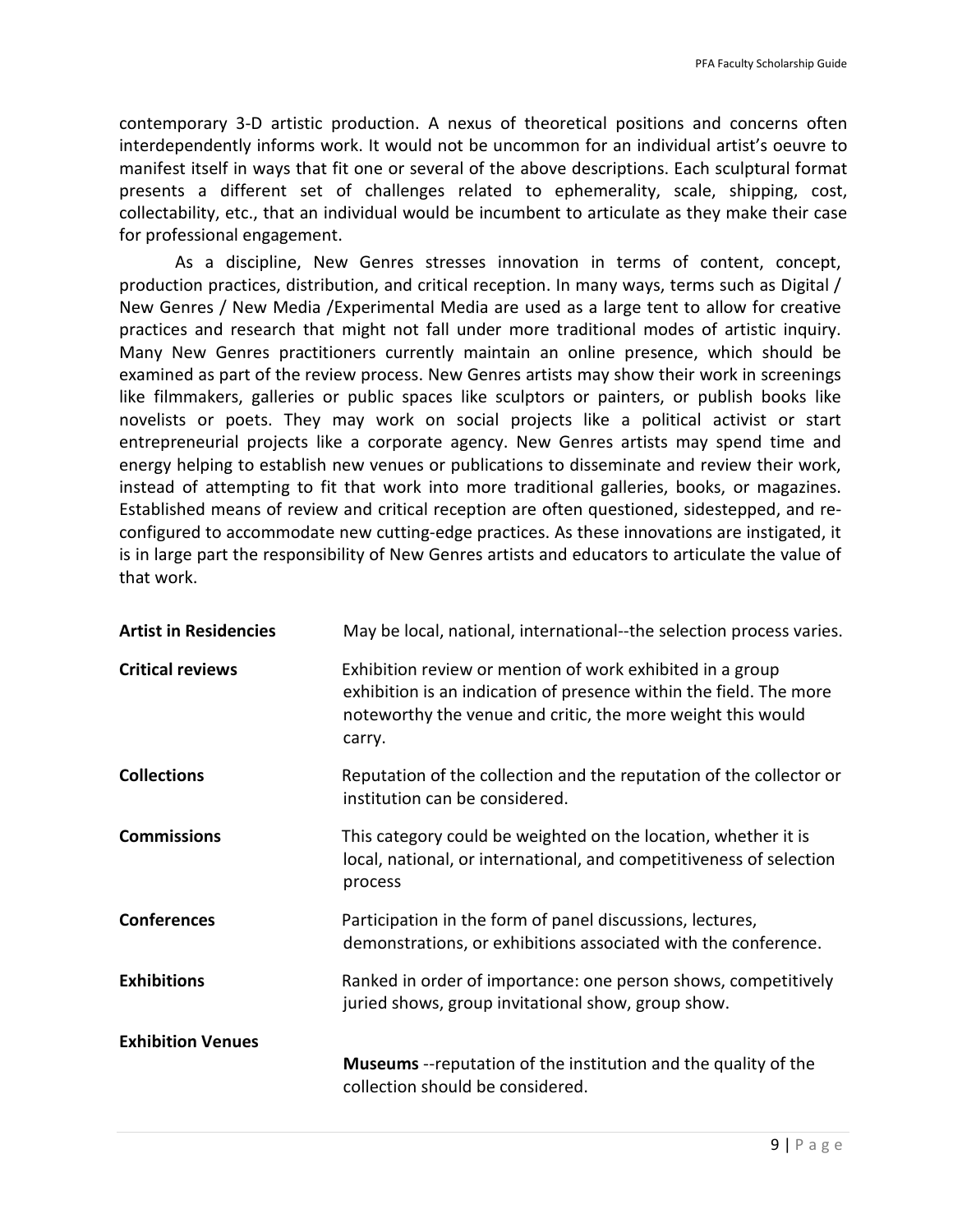contemporary 3-D artistic production. A nexus of theoretical positions and concerns often interdependently informs work. It would not be uncommon for an individual artist's oeuvre to manifest itself in ways that fit one or several of the above descriptions. Each sculptural format presents a different set of challenges related to ephemerality, scale, shipping, cost, collectability, etc., that an individual would be incumbent to articulate as they make their case for professional engagement.

As a discipline, New Genres stresses innovation in terms of content, concept, production practices, distribution, and critical reception. In many ways, terms such as Digital / New Genres / New Media /Experimental Media are used as a large tent to allow for creative practices and research that might not fall under more traditional modes of artistic inquiry. Many New Genres practitioners currently maintain an online presence, which should be examined as part of the review process. New Genres artists may show their work in screenings like filmmakers, galleries or public spaces like sculptors or painters, or publish books like novelists or poets. They may work on social projects like a political activist or start entrepreneurial projects like a corporate agency. New Genres artists may spend time and energy helping to establish new venues or publications to disseminate and review their work, instead of attempting to fit that work into more traditional galleries, books, or magazines. Established means of review and critical reception are often questioned, sidestepped, and re-configured to accommodate new cutting-edge practices. As these innovations are instigated, it is in large part the responsibility of New Genres artists and educators to articulate the value of that work.

| | |
|---|---|
| **Artist in Residencies** | May be local, national, international--the selection process varies. |
| **Critical reviews** | Exhibition review or mention of work exhibited in a group exhibition is an indication of presence within the field. The more noteworthy the venue and critic, the more weight this would carry. |
| **Collections** | Reputation of the collection and the reputation of the collector or institution can be considered. |
| **Commissions** | This category could be weighted on the location, whether it is local, national, or international, and competitiveness of selection process |
| **Conferences** | Participation in the form of panel discussions, lectures, demonstrations, or exhibitions associated with the conference. |
| **Exhibitions** | Ranked in order of importance: one person shows, competitively juried shows, group invitational show, group show. |
| **Exhibition Venues** | |
| | **Museums** --reputation of the institution and the quality of the collection should be considered. |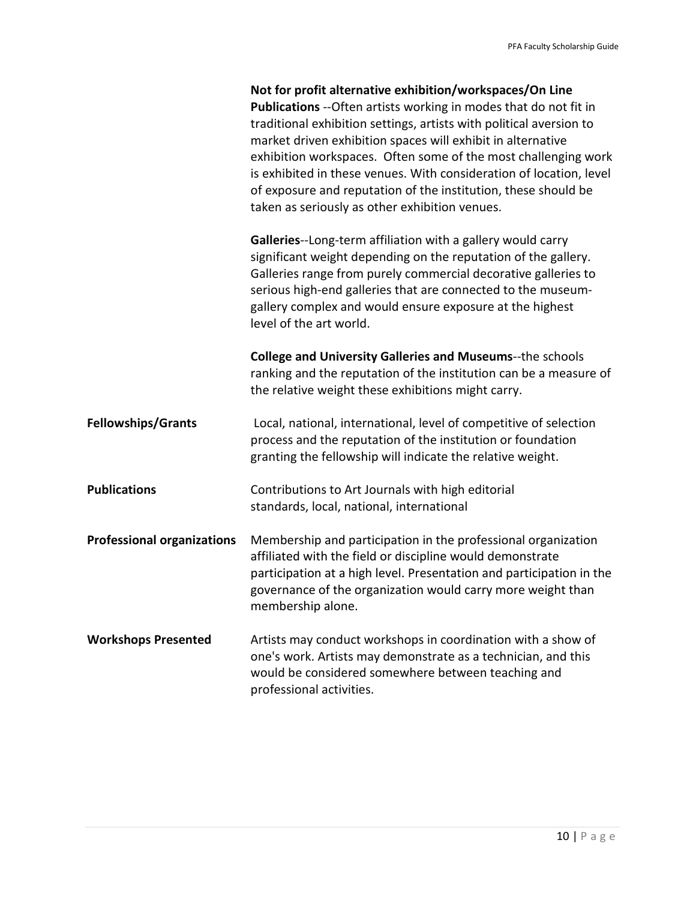**Not for profit alternative exhibition/workspaces/On Line Publications** --Often artists working in modes that do not fit in traditional exhibition settings, artists with political aversion to market driven exhibition spaces will exhibit in alternative exhibition workspaces. Often some of the most challenging work is exhibited in these venues. With consideration of location, level of exposure and reputation of the institution, these should be taken as seriously as other exhibition venues.

**Galleries**--Long-term affiliation with a gallery would carry significant weight depending on the reputation of the gallery. Galleries range from purely commercial decorative galleries to serious high-end galleries that are connected to the museum-gallery complex and would ensure exposure at the highest level of the art world.

**College and University Galleries and Museums**--the schools ranking and the reputation of the institution can be a measure of the relative weight these exhibitions might carry.

| | |
|---|---|
| **Fellowships/Grants** | Local, national, international, level of competitive of selection process and the reputation of the institution or foundation granting the fellowship will indicate the relative weight. |
| **Publications** | Contributions to Art Journals with high editorial standards, local, national, international |
| **Professional organizations** | Membership and participation in the professional organization affiliated with the field or discipline would demonstrate participation at a high level. Presentation and participation in the governance of the organization would carry more weight than membership alone. |
| **Workshops Presented** | Artists may conduct workshops in coordination with a show of one's work. Artists may demonstrate as a technician, and this would be considered somewhere between teaching and professional activities. |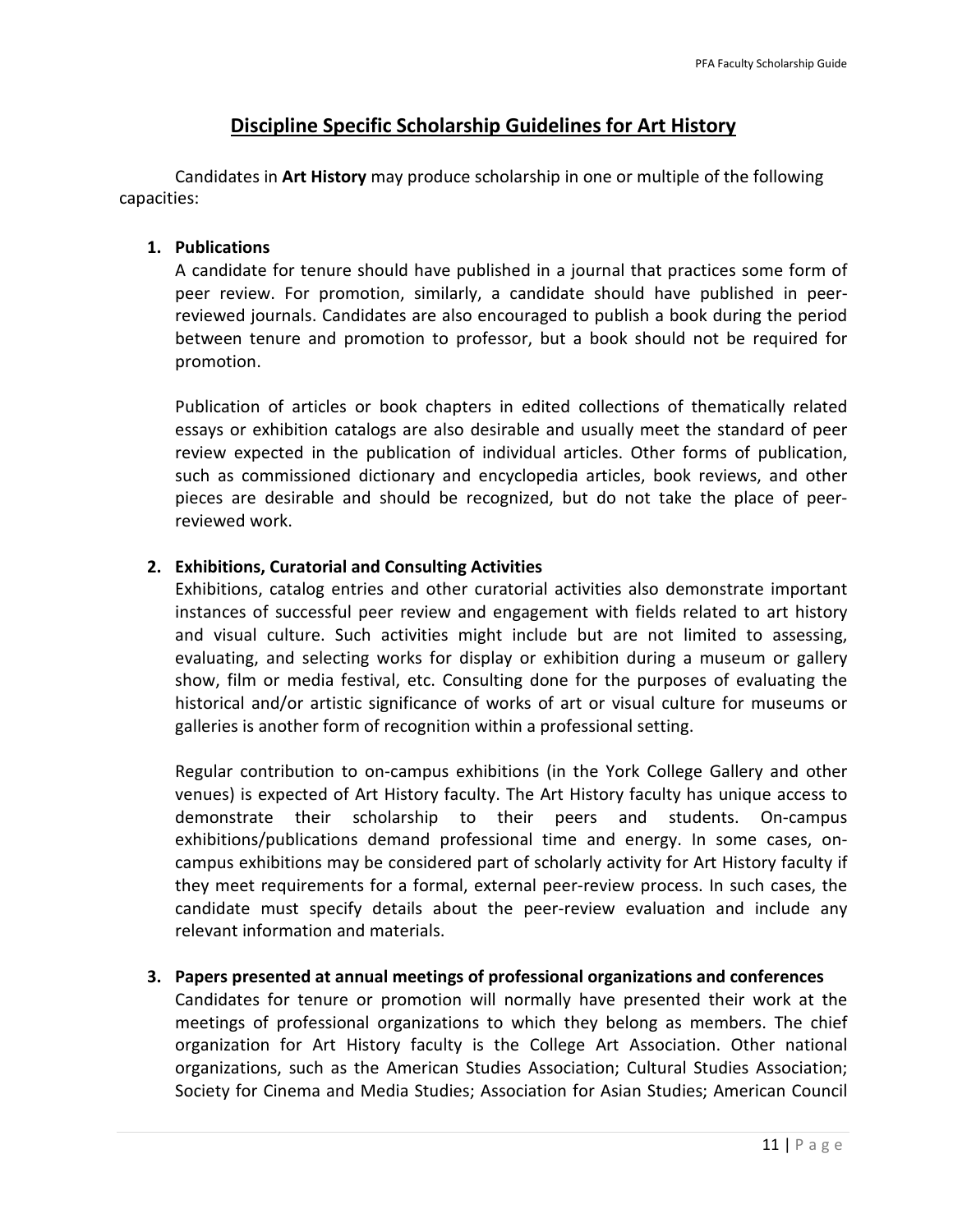## Discipline Specific Scholarship Guidelines for Art History

Candidates in **Art History** may produce scholarship in one or multiple of the following capacities:

1. **Publications**

   A candidate for tenure should have published in a journal that practices some form of peer review. For promotion, similarly, a candidate should have published in peer-reviewed journals. Candidates are also encouraged to publish a book during the period between tenure and promotion to professor, but a book should not be required for promotion.

   Publication of articles or book chapters in edited collections of thematically related essays or exhibition catalogs are also desirable and usually meet the standard of peer review expected in the publication of individual articles. Other forms of publication, such as commissioned dictionary and encyclopedia articles, book reviews, and other pieces are desirable and should be recognized, but do not take the place of peer-reviewed work.

2. **Exhibitions, Curatorial and Consulting Activities**

   Exhibitions, catalog entries and other curatorial activities also demonstrate important instances of successful peer review and engagement with fields related to art history and visual culture. Such activities might include but are not limited to assessing, evaluating, and selecting works for display or exhibition during a museum or gallery show, film or media festival, etc. Consulting done for the purposes of evaluating the historical and/or artistic significance of works of art or visual culture for museums or galleries is another form of recognition within a professional setting.

   Regular contribution to on-campus exhibitions (in the York College Gallery and other venues) is expected of Art History faculty. The Art History faculty has unique access to demonstrate their scholarship to their peers and students. On-campus exhibitions/publications demand professional time and energy. In some cases, on-campus exhibitions may be considered part of scholarly activity for Art History faculty if they meet requirements for a formal, external peer-review process. In such cases, the candidate must specify details about the peer-review evaluation and include any relevant information and materials.

3. **Papers presented at annual meetings of professional organizations and conferences**

   Candidates for tenure or promotion will normally have presented their work at the meetings of professional organizations to which they belong as members. The chief organization for Art History faculty is the College Art Association. Other national organizations, such as the American Studies Association; Cultural Studies Association; Society for Cinema and Media Studies; Association for Asian Studies; American Council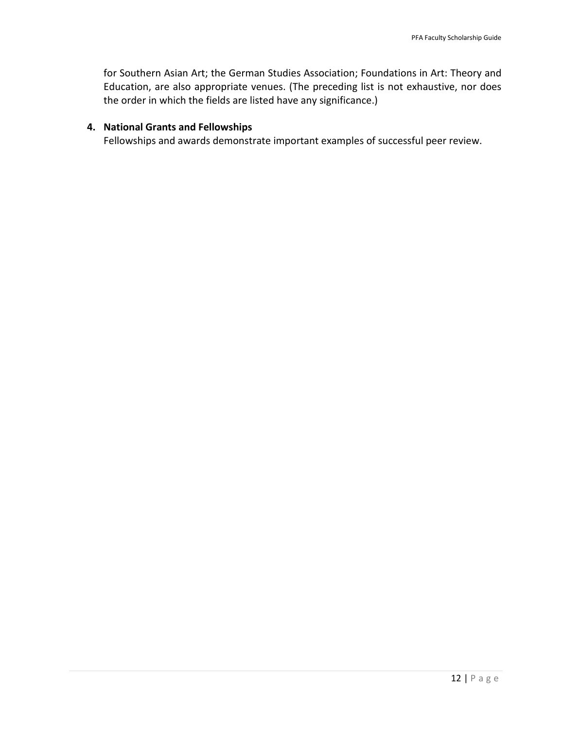for Southern Asian Art; the German Studies Association; Foundations in Art: Theory and Education, are also appropriate venues. (The preceding list is not exhaustive, nor does the order in which the fields are listed have any significance.)

4. **National Grants and Fellowships**
   Fellowships and awards demonstrate important examples of successful peer review.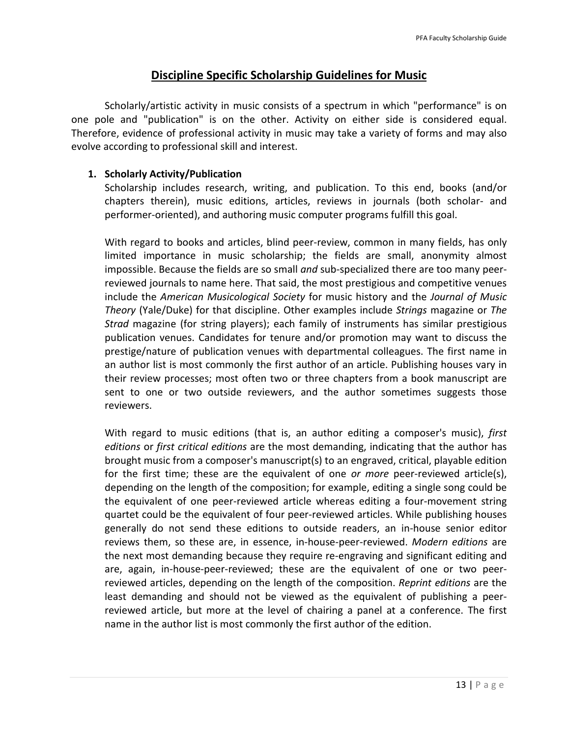## Discipline Specific Scholarship Guidelines for Music

Scholarly/artistic activity in music consists of a spectrum in which "performance" is on one pole and "publication" is on the other. Activity on either side is considered equal. Therefore, evidence of professional activity in music may take a variety of forms and may also evolve according to professional skill and interest.

1. **Scholarly Activity/Publication**

   Scholarship includes research, writing, and publication. To this end, books (and/or chapters therein), music editions, articles, reviews in journals (both scholar- and performer-oriented), and authoring music computer programs fulfill this goal.

   With regard to books and articles, blind peer-review, common in many fields, has only limited importance in music scholarship; the fields are small, anonymity almost impossible. Because the fields are so small *and* sub-specialized there are too many peer-reviewed journals to name here. That said, the most prestigious and competitive venues include the *American Musicological Society* for music history and the *Journal of Music Theory* (Yale/Duke) for that discipline. Other examples include *Strings* magazine or *The Strad* magazine (for string players); each family of instruments has similar prestigious publication venues. Candidates for tenure and/or promotion may want to discuss the prestige/nature of publication venues with departmental colleagues. The first name in an author list is most commonly the first author of an article. Publishing houses vary in their review processes; most often two or three chapters from a book manuscript are sent to one or two outside reviewers, and the author sometimes suggests those reviewers.

   With regard to music editions (that is, an author editing a composer's music), *first editions* or *first critical editions* are the most demanding, indicating that the author has brought music from a composer's manuscript(s) to an engraved, critical, playable edition for the first time; these are the equivalent of one *or more* peer-reviewed article(s), depending on the length of the composition; for example, editing a single song could be the equivalent of one peer-reviewed article whereas editing a four-movement string quartet could be the equivalent of four peer-reviewed articles. While publishing houses generally do not send these editions to outside readers, an in-house senior editor reviews them, so these are, in essence, in-house-peer-reviewed. *Modern editions* are the next most demanding because they require re-engraving and significant editing and are, again, in-house-peer-reviewed; these are the equivalent of one or two peer-reviewed articles, depending on the length of the composition. *Reprint editions* are the least demanding and should not be viewed as the equivalent of publishing a peer-reviewed article, but more at the level of chairing a panel at a conference. The first name in the author list is most commonly the first author of the edition.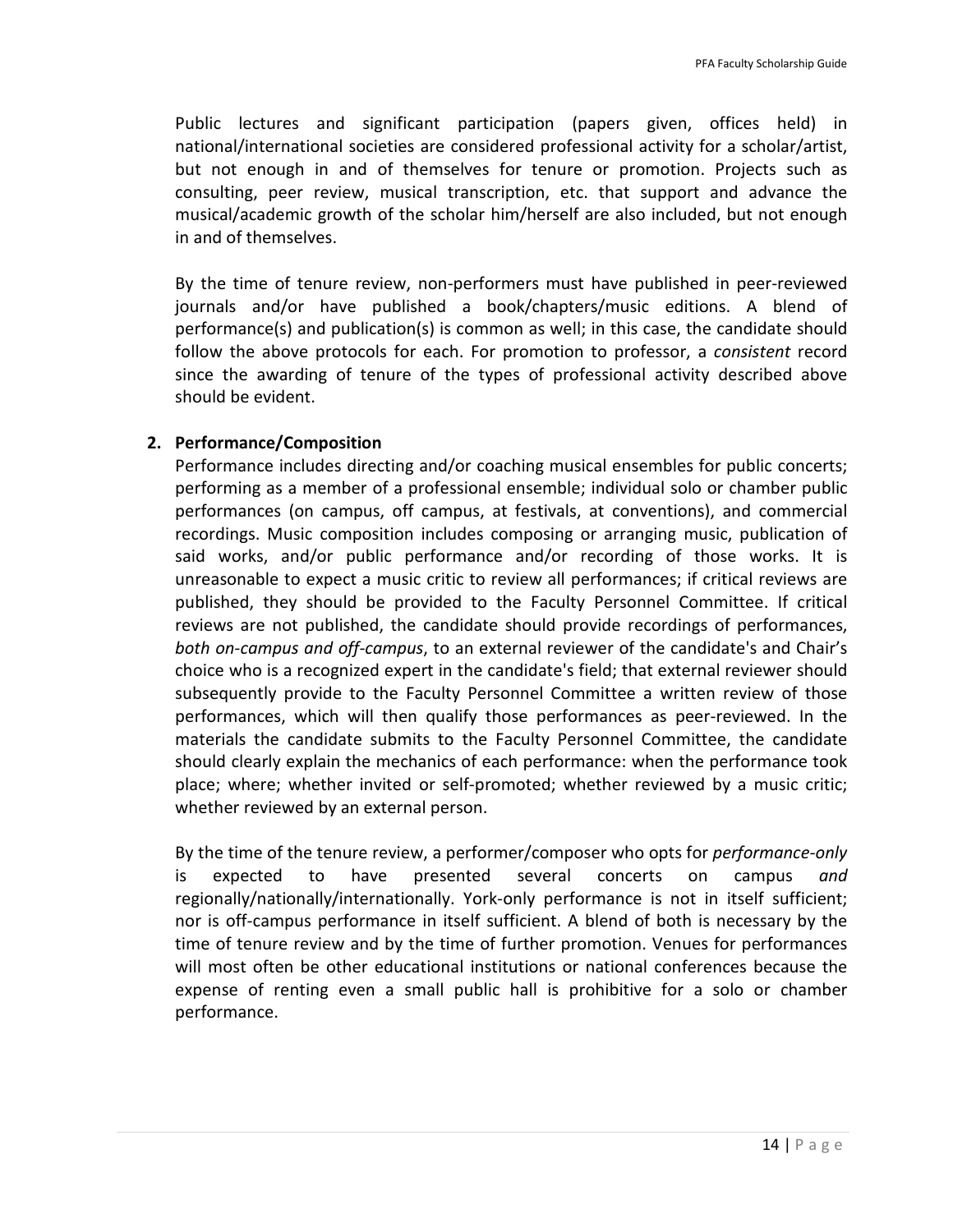Public lectures and significant participation (papers given, offices held) in national/international societies are considered professional activity for a scholar/artist, but not enough in and of themselves for tenure or promotion. Projects such as consulting, peer review, musical transcription, etc. that support and advance the musical/academic growth of the scholar him/herself are also included, but not enough in and of themselves.

By the time of tenure review, non-performers must have published in peer-reviewed journals and/or have published a book/chapters/music editions. A blend of performance(s) and publication(s) is common as well; in this case, the candidate should follow the above protocols for each. For promotion to professor, a *consistent* record since the awarding of tenure of the types of professional activity described above should be evident.

**2. Performance/Composition**

Performance includes directing and/or coaching musical ensembles for public concerts; performing as a member of a professional ensemble; individual solo or chamber public performances (on campus, off campus, at festivals, at conventions), and commercial recordings. Music composition includes composing or arranging music, publication of said works, and/or public performance and/or recording of those works. It is unreasonable to expect a music critic to review all performances; if critical reviews are published, they should be provided to the Faculty Personnel Committee. If critical reviews are not published, the candidate should provide recordings of performances, *both on-campus and off-campus*, to an external reviewer of the candidate's and Chair's choice who is a recognized expert in the candidate's field; that external reviewer should subsequently provide to the Faculty Personnel Committee a written review of those performances, which will then qualify those performances as peer-reviewed. In the materials the candidate submits to the Faculty Personnel Committee, the candidate should clearly explain the mechanics of each performance: when the performance took place; where; whether invited or self-promoted; whether reviewed by a music critic; whether reviewed by an external person.

By the time of the tenure review, a performer/composer who opts for *performance-only* is expected to have presented several concerts on campus *and* regionally/nationally/internationally. York-only performance is not in itself sufficient; nor is off-campus performance in itself sufficient. A blend of both is necessary by the time of tenure review and by the time of further promotion. Venues for performances will most often be other educational institutions or national conferences because the expense of renting even a small public hall is prohibitive for a solo or chamber performance.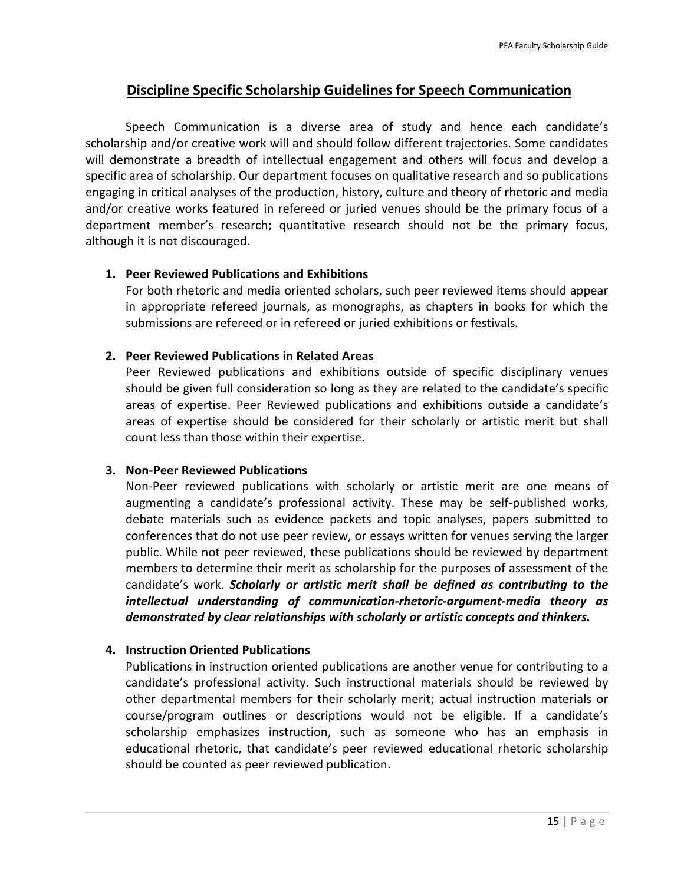## Discipline Specific Scholarship Guidelines for Speech Communication

Speech Communication is a diverse area of study and hence each candidate's scholarship and/or creative work will and should follow different trajectories. Some candidates will demonstrate a breadth of intellectual engagement and others will focus and develop a specific area of scholarship. Our department focuses on qualitative research and so publications engaging in critical analyses of the production, history, culture and theory of rhetoric and media and/or creative works featured in refereed or juried venues should be the primary focus of a department member's research; quantitative research should not be the primary focus, although it is not discouraged.

1. **Peer Reviewed Publications and Exhibitions**
   For both rhetoric and media oriented scholars, such peer reviewed items should appear in appropriate refereed journals, as monographs, as chapters in books for which the submissions are refereed or in refereed or juried exhibitions or festivals.

2. **Peer Reviewed Publications in Related Areas**
   Peer Reviewed publications and exhibitions outside of specific disciplinary venues should be given full consideration so long as they are related to the candidate's specific areas of expertise. Peer Reviewed publications and exhibitions outside a candidate's areas of expertise should be considered for their scholarly or artistic merit but shall count less than those within their expertise.

3. **Non-Peer Reviewed Publications**
   Non-Peer reviewed publications with scholarly or artistic merit are one means of augmenting a candidate's professional activity. These may be self-published works, debate materials such as evidence packets and topic analyses, papers submitted to conferences that do not use peer review, or essays written for venues serving the larger public. While not peer reviewed, these publications should be reviewed by department members to determine their merit as scholarship for the purposes of assessment of the candidate's work. ***Scholarly or artistic merit shall be defined as contributing to the intellectual understanding of communication-rhetoric-argument-media theory as demonstrated by clear relationships with scholarly or artistic concepts and thinkers.***

4. **Instruction Oriented Publications**
   Publications in instruction oriented publications are another venue for contributing to a candidate's professional activity. Such instructional materials should be reviewed by other departmental members for their scholarly merit; actual instruction materials or course/program outlines or descriptions would not be eligible. If a candidate's scholarship emphasizes instruction, such as someone who has an emphasis in educational rhetoric, that candidate's peer reviewed educational rhetoric scholarship should be counted as peer reviewed publication.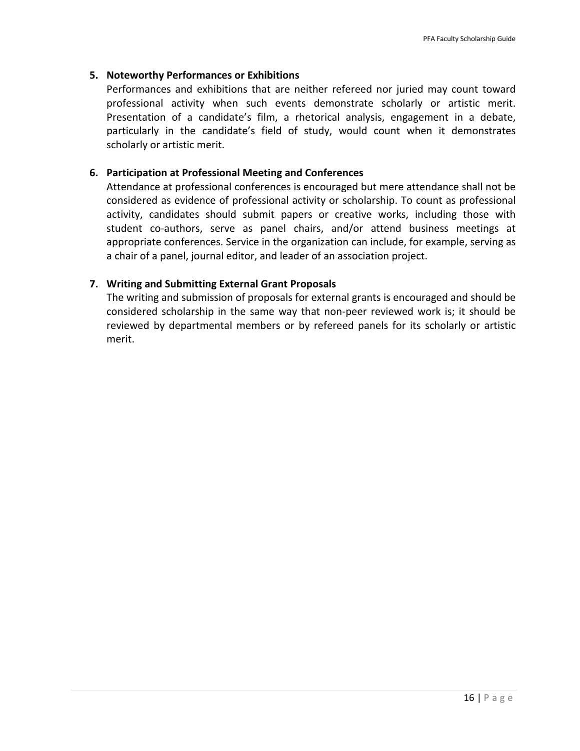**5. Noteworthy Performances or Exhibitions**

Performances and exhibitions that are neither refereed nor juried may count toward professional activity when such events demonstrate scholarly or artistic merit. Presentation of a candidate's film, a rhetorical analysis, engagement in a debate, particularly in the candidate's field of study, would count when it demonstrates scholarly or artistic merit.

**6. Participation at Professional Meeting and Conferences**

Attendance at professional conferences is encouraged but mere attendance shall not be considered as evidence of professional activity or scholarship. To count as professional activity, candidates should submit papers or creative works, including those with student co-authors, serve as panel chairs, and/or attend business meetings at appropriate conferences. Service in the organization can include, for example, serving as a chair of a panel, journal editor, and leader of an association project.

**7. Writing and Submitting External Grant Proposals**

The writing and submission of proposals for external grants is encouraged and should be considered scholarship in the same way that non-peer reviewed work is; it should be reviewed by departmental members or by refereed panels for its scholarly or artistic merit.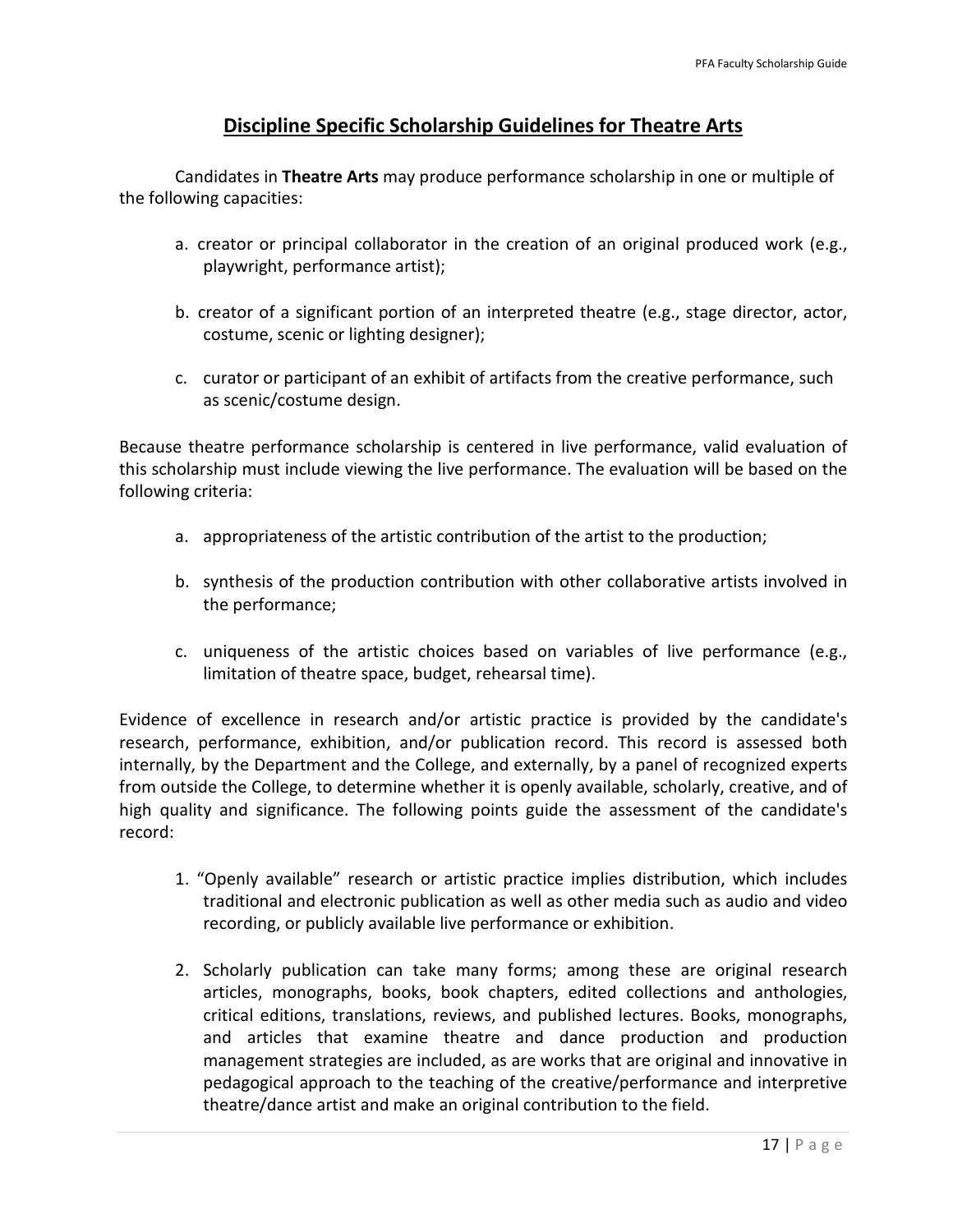## Discipline Specific Scholarship Guidelines for Theatre Arts

Candidates in **Theatre Arts** may produce performance scholarship in one or multiple of the following capacities:

a. creator or principal collaborator in the creation of an original produced work (e.g., playwright, performance artist);

b. creator of a significant portion of an interpreted theatre (e.g., stage director, actor, costume, scenic or lighting designer);

c. curator or participant of an exhibit of artifacts from the creative performance, such as scenic/costume design.

Because theatre performance scholarship is centered in live performance, valid evaluation of this scholarship must include viewing the live performance. The evaluation will be based on the following criteria:

a. appropriateness of the artistic contribution of the artist to the production;

b. synthesis of the production contribution with other collaborative artists involved in the performance;

c. uniqueness of the artistic choices based on variables of live performance (e.g., limitation of theatre space, budget, rehearsal time).

Evidence of excellence in research and/or artistic practice is provided by the candidate's research, performance, exhibition, and/or publication record. This record is assessed both internally, by the Department and the College, and externally, by a panel of recognized experts from outside the College, to determine whether it is openly available, scholarly, creative, and of high quality and significance. The following points guide the assessment of the candidate's record:

1. "Openly available" research or artistic practice implies distribution, which includes traditional and electronic publication as well as other media such as audio and video recording, or publicly available live performance or exhibition.

2. Scholarly publication can take many forms; among these are original research articles, monographs, books, book chapters, edited collections and anthologies, critical editions, translations, reviews, and published lectures. Books, monographs, and articles that examine theatre and dance production and production management strategies are included, as are works that are original and innovative in pedagogical approach to the teaching of the creative/performance and interpretive theatre/dance artist and make an original contribution to the field.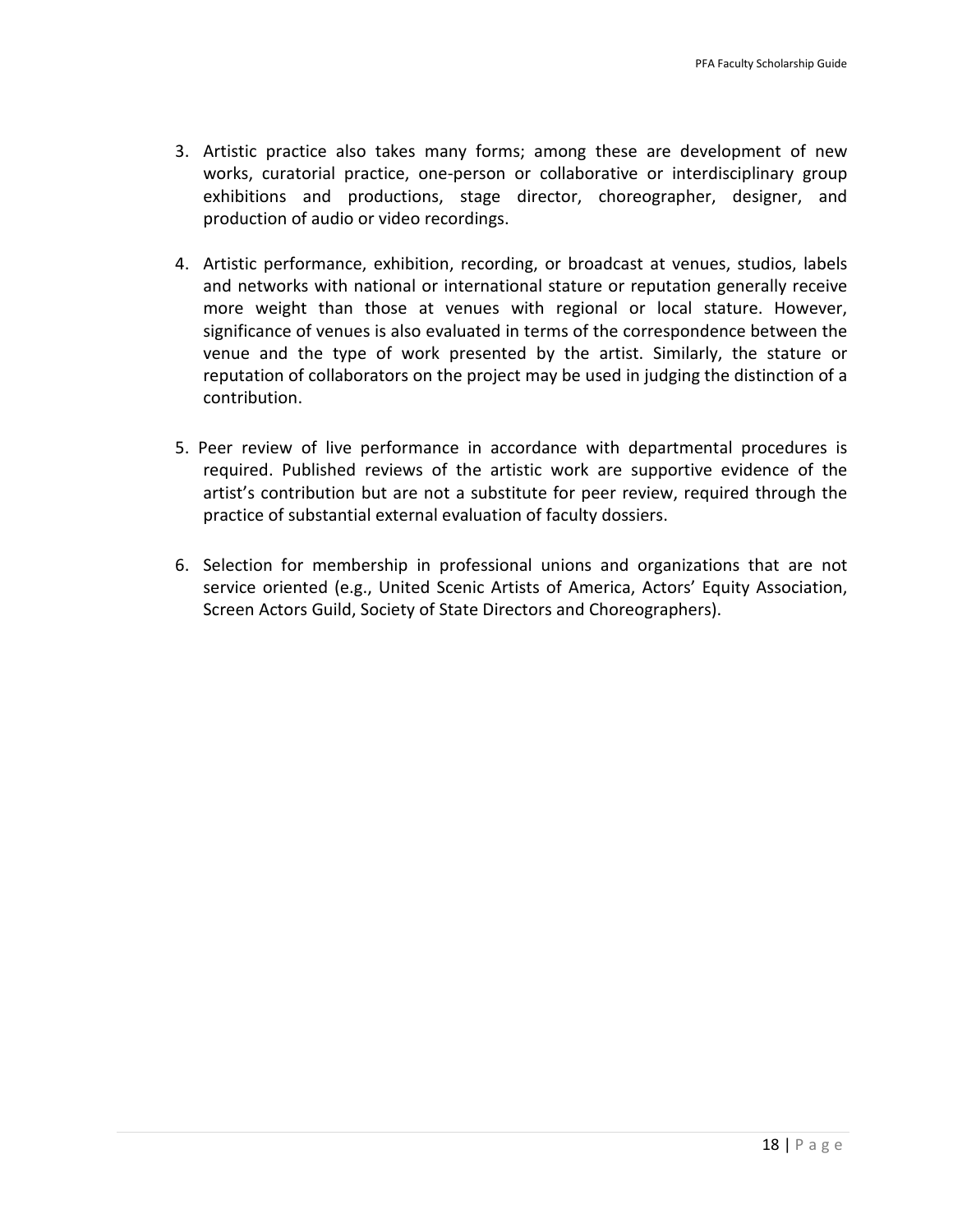3. Artistic practice also takes many forms; among these are development of new works, curatorial practice, one-person or collaborative or interdisciplinary group exhibitions and productions, stage director, choreographer, designer, and production of audio or video recordings.

4. Artistic performance, exhibition, recording, or broadcast at venues, studios, labels and networks with national or international stature or reputation generally receive more weight than those at venues with regional or local stature. However, significance of venues is also evaluated in terms of the correspondence between the venue and the type of work presented by the artist. Similarly, the stature or reputation of collaborators on the project may be used in judging the distinction of a contribution.

5. Peer review of live performance in accordance with departmental procedures is required. Published reviews of the artistic work are supportive evidence of the artist's contribution but are not a substitute for peer review, required through the practice of substantial external evaluation of faculty dossiers.

6. Selection for membership in professional unions and organizations that are not service oriented (e.g., United Scenic Artists of America, Actors' Equity Association, Screen Actors Guild, Society of State Directors and Choreographers).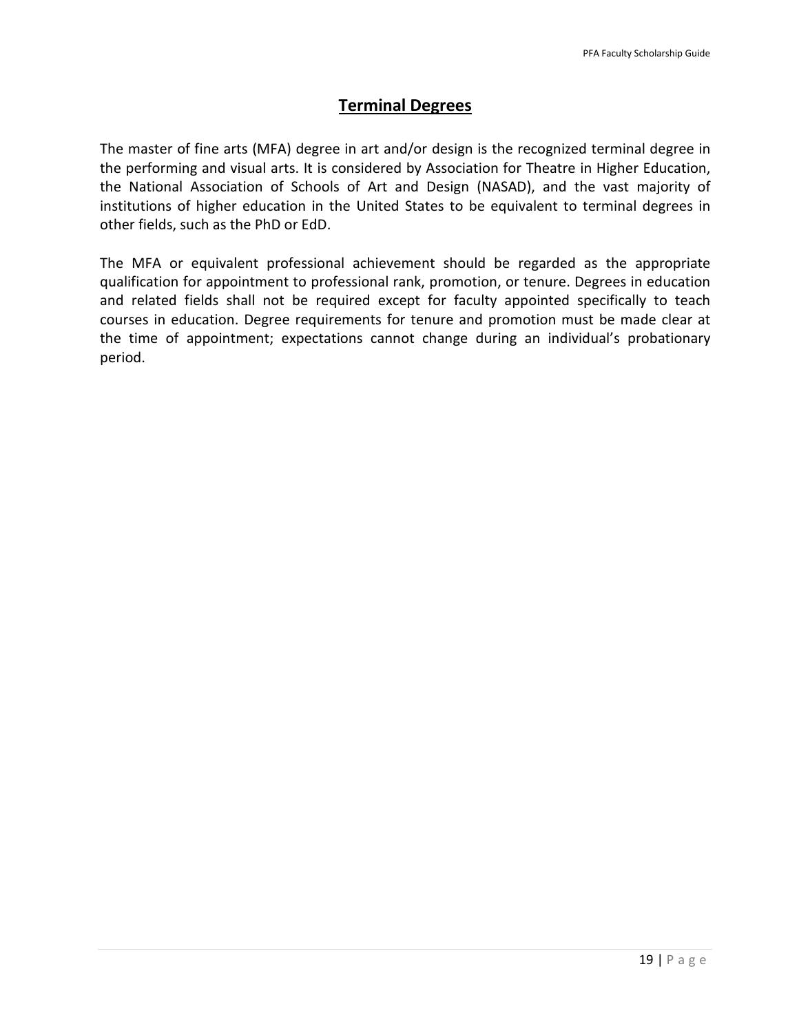## Terminal Degrees

The master of fine arts (MFA) degree in art and/or design is the recognized terminal degree in the performing and visual arts. It is considered by Association for Theatre in Higher Education, the National Association of Schools of Art and Design (NASAD), and the vast majority of institutions of higher education in the United States to be equivalent to terminal degrees in other fields, such as the PhD or EdD.

The MFA or equivalent professional achievement should be regarded as the appropriate qualification for appointment to professional rank, promotion, or tenure. Degrees in education and related fields shall not be required except for faculty appointed specifically to teach courses in education. Degree requirements for tenure and promotion must be made clear at the time of appointment; expectations cannot change during an individual's probationary period.